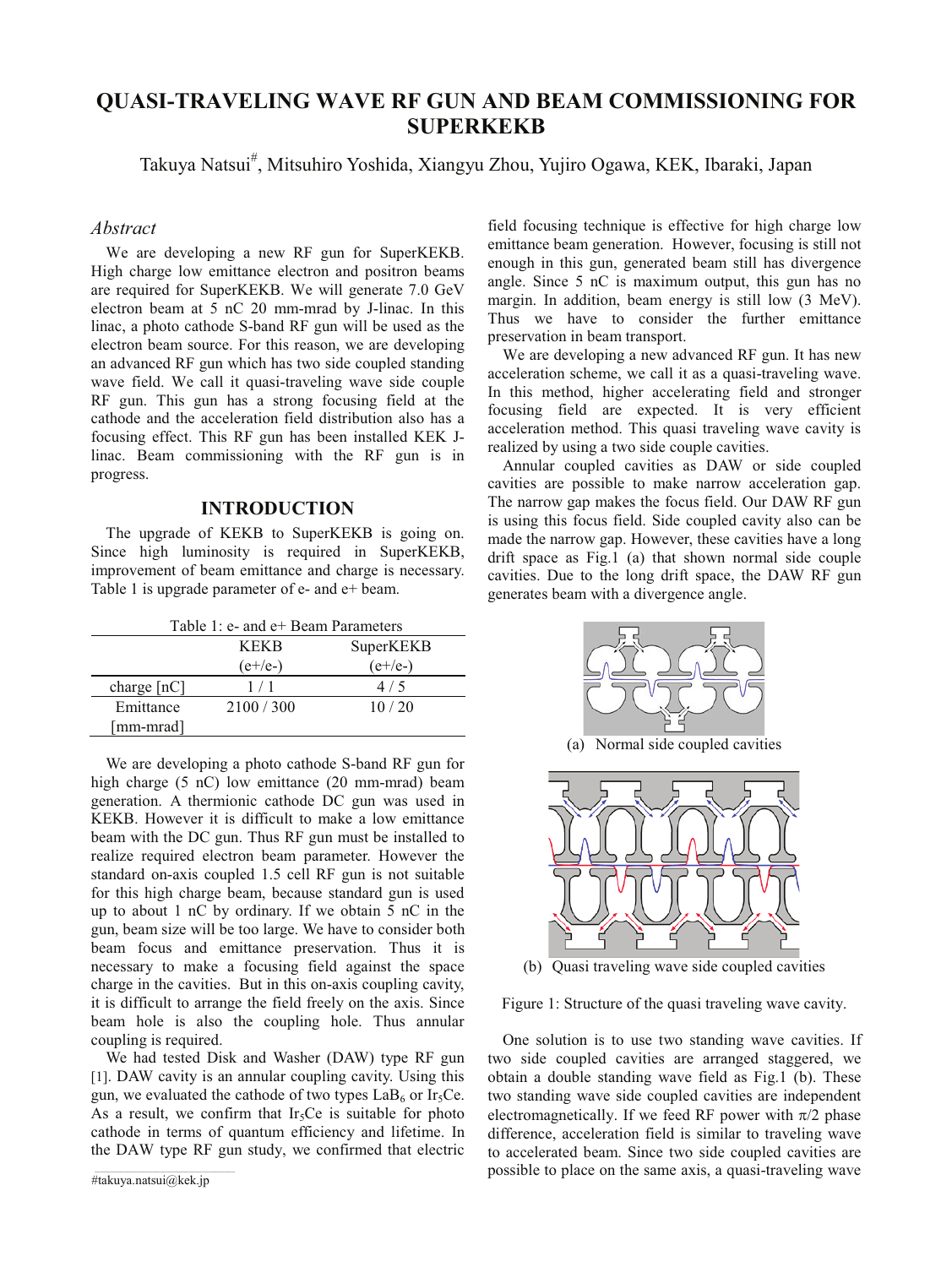# QUASI-TRAVELING WAVE RF GUN AND BEAM COMMISSIONING FOR SUPERKEKB

Takuya Natsui#, Mitsuhiro Yoshida, Xiangyu Zhou, Yujiro Ogawa, KEK, Ibaraki, Japan

## *Abstract*

We are developing a new RF gun for SuperKEKB. High charge low emittance electron and positron beams are required for SuperKEKB. We will generate 7.0 GeV electron beam at 5 nC 20 mm-mrad by J-linac. In this linac, a photo cathode S-band RF gun will be used as the electron beam source. For this reason, we are developing an advanced RF gun which has two side coupled standing wave field. We call it quasi-traveling wave side couple RF gun. This gun has a strong focusing field at the cathode and the acceleration field distribution also has a focusing effect. This RF gun has been installed KEK J-linac. Beam commissioning with the RF gun is in progress.

## INTRODUCTION

The upgrade of KEKB to SuperKEKB is going on. Since high luminosity is required in SuperKEKB, improvement of beam emittance and charge is necessary. Table 1 is upgrade parameter of e- and e+ beam.

Table 1: e- and e+ Beam Parameters

| | KEKB (e+/e-) | SuperKEKB (e+/e-) |
|---|---|---|
| charge [nC] | 1 / 1 | 4 / 5 |
| Emittance [mm-mrad] | 2100 / 300 | 10 / 20 |

We are developing a photo cathode S-band RF gun for high charge (5 nC) low emittance (20 mm-mrad) beam generation. A thermionic cathode DC gun was used in KEKB. However it is difficult to make a low emittance beam with the DC gun. Thus RF gun must be installed to realize required electron beam parameter. However the standard on-axis coupled 1.5 cell RF gun is not suitable for this high charge beam, because standard gun is used up to about 1 nC by ordinary. If we obtain 5 nC in the gun, beam size will be too large. We have to consider both beam focus and emittance preservation. Thus it is necessary to make a focusing field against the space charge in the cavities. But in this on-axis coupling cavity, it is difficult to arrange the field freely on the axis. Since beam hole is also the coupling hole. Thus annular coupling is required.

We had tested Disk and Washer (DAW) type RF gun [1]. DAW cavity is an annular coupling cavity. Using this gun, we evaluated the cathode of two types $LaB_6$ or $Ir_5Ce$. As a result, we confirm that $Ir_5Ce$ is suitable for photo cathode in terms of quantum efficiency and lifetime. In the DAW type RF gun study, we confirmed that electric field focusing technique is effective for high charge low emittance beam generation. However, focusing is still not enough in this gun, generated beam still has divergence angle. Since 5 nC is maximum output, this gun has no margin. In addition, beam energy is still low (3 MeV). Thus we have to consider the further emittance preservation in beam transport.

We are developing a new advanced RF gun. It has new acceleration scheme, we call it as a quasi-traveling wave. In this method, higher accelerating field and stronger focusing field are expected. It is very efficient acceleration method. This quasi traveling wave cavity is realized by using a two side couple cavities.

Annular coupled cavities as DAW or side coupled cavities are possible to make narrow acceleration gap. The narrow gap makes the focus field. Our DAW RF gun is using this focus field. Side coupled cavity also can be made the narrow gap. However, these cavities have a long drift space as Fig.1 (a) that shown normal side couple cavities. Due to the long drift space, the DAW RF gun generates beam with a divergence angle.

(a) Normal side coupled cavities

(b) Quasi traveling wave side coupled cavities

Figure 1: Structure of the quasi traveling wave cavity.

One solution is to use two standing wave cavities. If two side coupled cavities are arranged staggered, we obtain a double standing wave field as Fig.1 (b). These two standing wave side coupled cavities are independent electromagnetically. If we feed RF power with $\pi/2$ phase difference, acceleration field is similar to traveling wave to accelerated beam. Since two side coupled cavities are possible to place on the same axis, a quasi-traveling wave

#takuya.natsui@kek.jp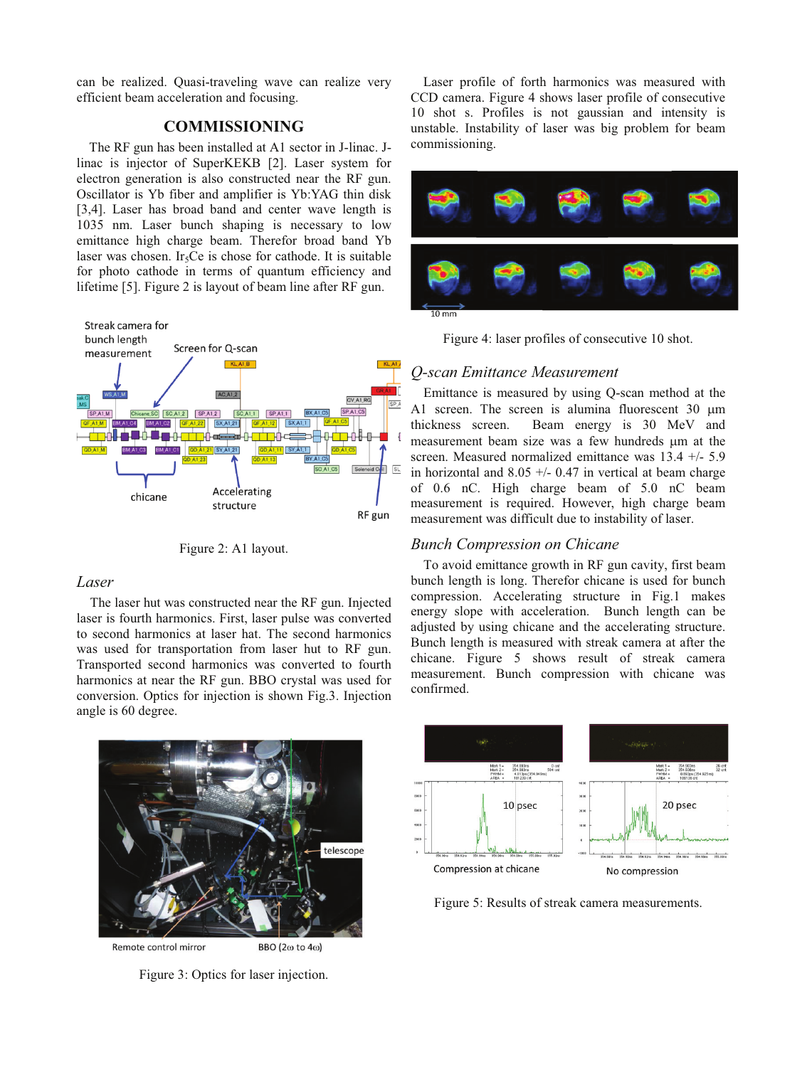can be realized. Quasi-traveling wave can realize very efficient beam acceleration and focusing.

## COMMISSIONING

The RF gun has been installed at A1 sector in J-linac. J-linac is injector of SuperKEKB [2]. Laser system for electron generation is also constructed near the RF gun. Oscillator is Yb fiber and amplifier is Yb:YAG thin disk [3,4]. Laser has broad band and center wave length is 1035 nm. Laser bunch shaping is necessary to low emittance high charge beam. Therefor broad band Yb laser was chosen. $Ir_5Ce$ is chose for cathode. It is suitable for photo cathode in terms of quantum efficiency and lifetime [5]. Figure 2 is layout of beam line after RF gun.

Figure 2: A1 layout.

### *Laser*

The laser hut was constructed near the RF gun. Injected laser is fourth harmonics. First, laser pulse was converted to second harmonics at laser hat. The second harmonics was used for transportation from laser hut to RF gun. Transported second harmonics was converted to fourth harmonics at near the RF gun. BBO crystal was used for conversion. Optics for injection is shown Fig.3. Injection angle is 60 degree.

Figure 3: Optics for laser injection.

Laser profile of forth harmonics was measured with CCD camera. Figure 4 shows laser profile of consecutive 10 shot s. Profiles is not gaussian and intensity is unstable. Instability of laser was big problem for beam commissioning.

Figure 4: laser profiles of consecutive 10 shot.

### *Q-scan Emittance Measurement*

Emittance is measured by using Q-scan method at the A1 screen. The screen is alumina fluorescent 30 μm thickness screen. Beam energy is 30 MeV and measurement beam size was a few hundreds μm at the screen. Measured normalized emittance was 13.4 +/- 5.9 in horizontal and 8.05 +/- 0.47 in vertical at beam charge of 0.6 nC. High charge beam of 5.0 nC beam measurement is required. However, high charge beam measurement was difficult due to instability of laser.

### *Bunch Compression on Chicane*

To avoid emittance growth in RF gun cavity, first beam bunch length is long. Therefor chicane is used for bunch compression. Accelerating structure in Fig.1 makes energy slope with acceleration. Bunch length can be adjusted by using chicane and the accelerating structure. Bunch length is measured with streak camera at after the chicane. Figure 5 shows result of streak camera measurement. Bunch compression with chicane was confirmed.

Figure 5: Results of streak camera measurements.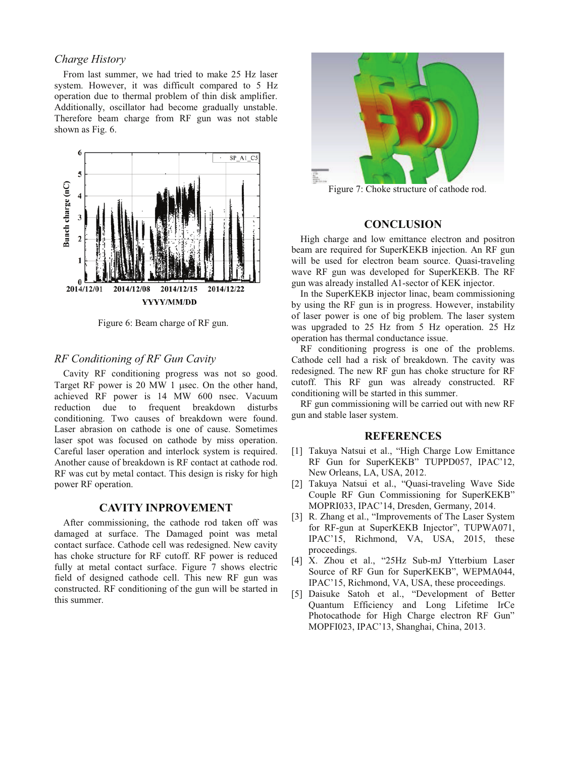### *Charge History*

From last summer, we had tried to make 25 Hz laser system. However, it was difficult compared to 5 Hz operation due to thermal problem of thin disk amplifier. Additionally, oscillator had become gradually unstable. Therefore beam charge from RF gun was not stable shown as Fig. 6.

SP_A1_C5

Bunch charge (nC)

0
1
2
3
4
5
6

2014/12/01 2014/12/08 2014/12/15 2014/12/22

YYYY/MM/DD

Figure 6: Beam charge of RF gun.

### *RF Conditioning of RF Gun Cavity*

Cavity RF conditioning progress was not so good. Target RF power is 20 MW 1 μsec. On the other hand, achieved RF power is 14 MW 600 nsec. Vacuum reduction due to frequent breakdown disturbs conditioning. Two causes of breakdown were found. Laser abrasion on cathode is one of cause. Sometimes laser spot was focused on cathode by miss operation. Careful laser operation and interlock system is required. Another cause of breakdown is RF contact at cathode rod. RF was cut by metal contact. This design is risky for high power RF operation.

## CAVITY INPROVEMENT

After commissioning, the cathode rod taken off was damaged at surface. The Damaged point was metal contact surface. Cathode cell was redesigned. New cavity has choke structure for RF cutoff. RF power is reduced fully at metal contact surface. Figure 7 shows electric field of designed cathode cell. This new RF gun was constructed. RF conditioning of the gun will be started in this summer.

Figure 7: Choke structure of cathode rod.

## CONCLUSION

High charge and low emittance electron and positron beam are required for SuperKEKB injection. An RF gun will be used for electron beam source. Quasi-traveling wave RF gun was developed for SuperKEKB. The RF gun was already installed A1-sector of KEK injector.

In the SuperKEKB injector linac, beam commissioning by using the RF gun is in progress. However, instability of laser power is one of big problem. The laser system was upgraded to 25 Hz from 5 Hz operation. 25 Hz operation has thermal conductance issue.

RF conditioning progress is one of the problems. Cathode cell had a risk of breakdown. The cavity was redesigned. The new RF gun has choke structure for RF cutoff. This RF gun was already constructed. RF conditioning will be started in this summer.

RF gun commissioning will be carried out with new RF gun and stable laser system.

## REFERENCES

[1] Takuya Natsui et al., "High Charge Low Emittance RF Gun for SuperKEKB" TUPPD057, IPAC'12, New Orleans, LA, USA, 2012.

[2] Takuya Natsui et al., "Quasi-traveling Wave Side Couple RF Gun Commissioning for SuperKEKB" MOPRI033, IPAC'14, Dresden, Germany, 2014.

[3] R. Zhang et al., "Improvements of The Laser System for RF-gun at SuperKEKB Injector", TUPWA071, IPAC'15, Richmond, VA, USA, 2015, these proceedings.

[4] X. Zhou et al., "25Hz Sub-mJ Ytterbium Laser Source of RF Gun for SuperKEKB", WEPMA044, IPAC'15, Richmond, VA, USA, these proceedings.

[5] Daisuke Satoh et al., "Development of Better Quantum Efficiency and Long Lifetime IrCe Photocathode for High Charge electron RF Gun" MOPFI023, IPAC'13, Shanghai, China, 2013.